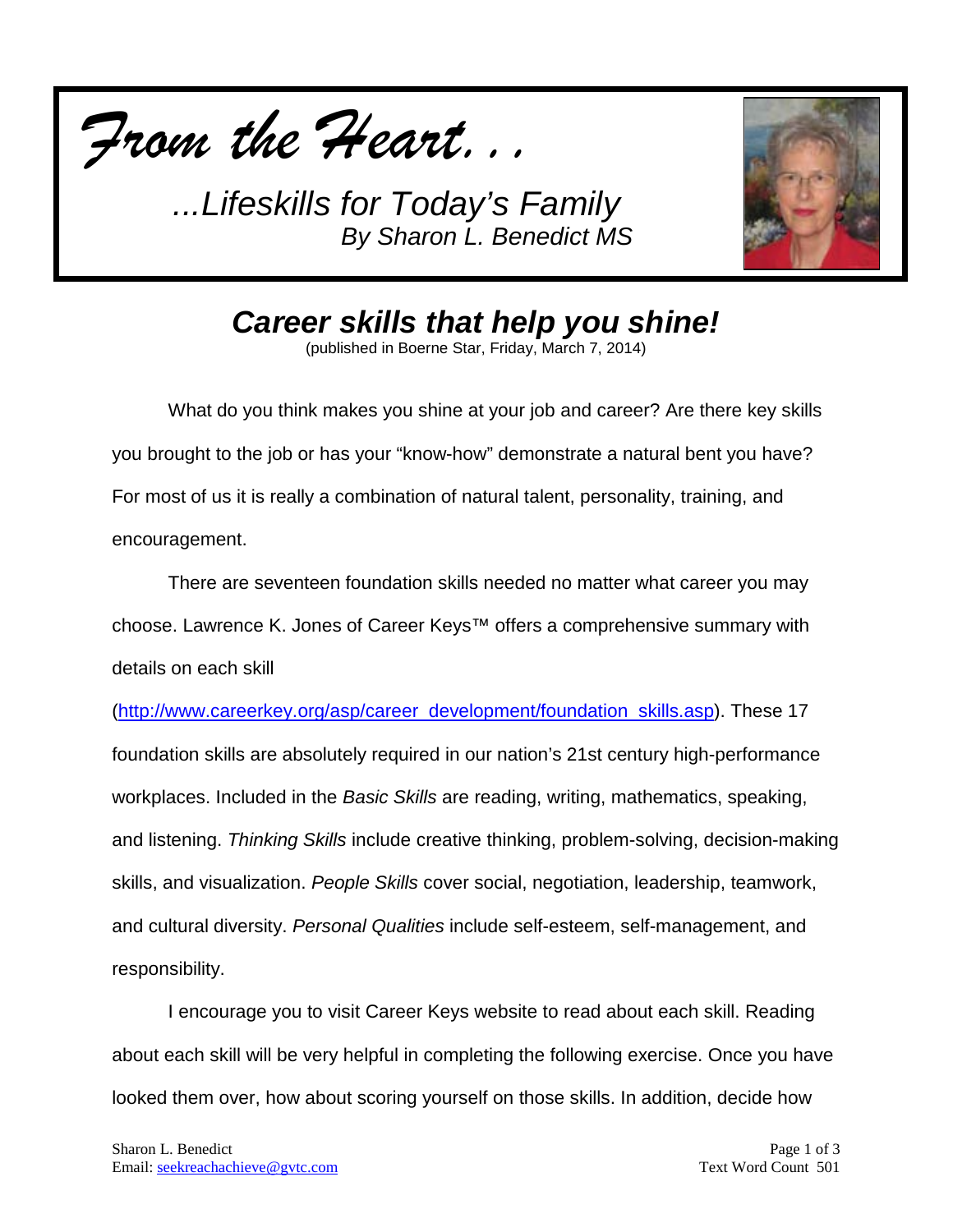*From the Heart...*

*...Lifeskills for Today's Family*
*By Sharon L. Benedict MS*

# *Career skills that help you shine!*

(published in Boerne Star, Friday, March 7, 2014)

What do you think makes you shine at your job and career? Are there key skills you brought to the job or has your "know-how" demonstrate a natural bent you have? For most of us it is really a combination of natural talent, personality, training, and encouragement.

There are seventeen foundation skills needed no matter what career you may choose. Lawrence K. Jones of Career Keys™ offers a comprehensive summary with details on each skill (http://www.careerkey.org/asp/career_development/foundation_skills.asp). These 17 foundation skills are absolutely required in our nation's 21st century high-performance workplaces. Included in the *Basic Skills* are reading, writing, mathematics, speaking, and listening. *Thinking Skills* include creative thinking, problem-solving, decision-making skills, and visualization. *People Skills* cover social, negotiation, leadership, teamwork, and cultural diversity. *Personal Qualities* include self-esteem, self-management, and responsibility.

I encourage you to visit Career Keys website to read about each skill. Reading about each skill will be very helpful in completing the following exercise. Once you have looked them over, how about scoring yourself on those skills. In addition, decide how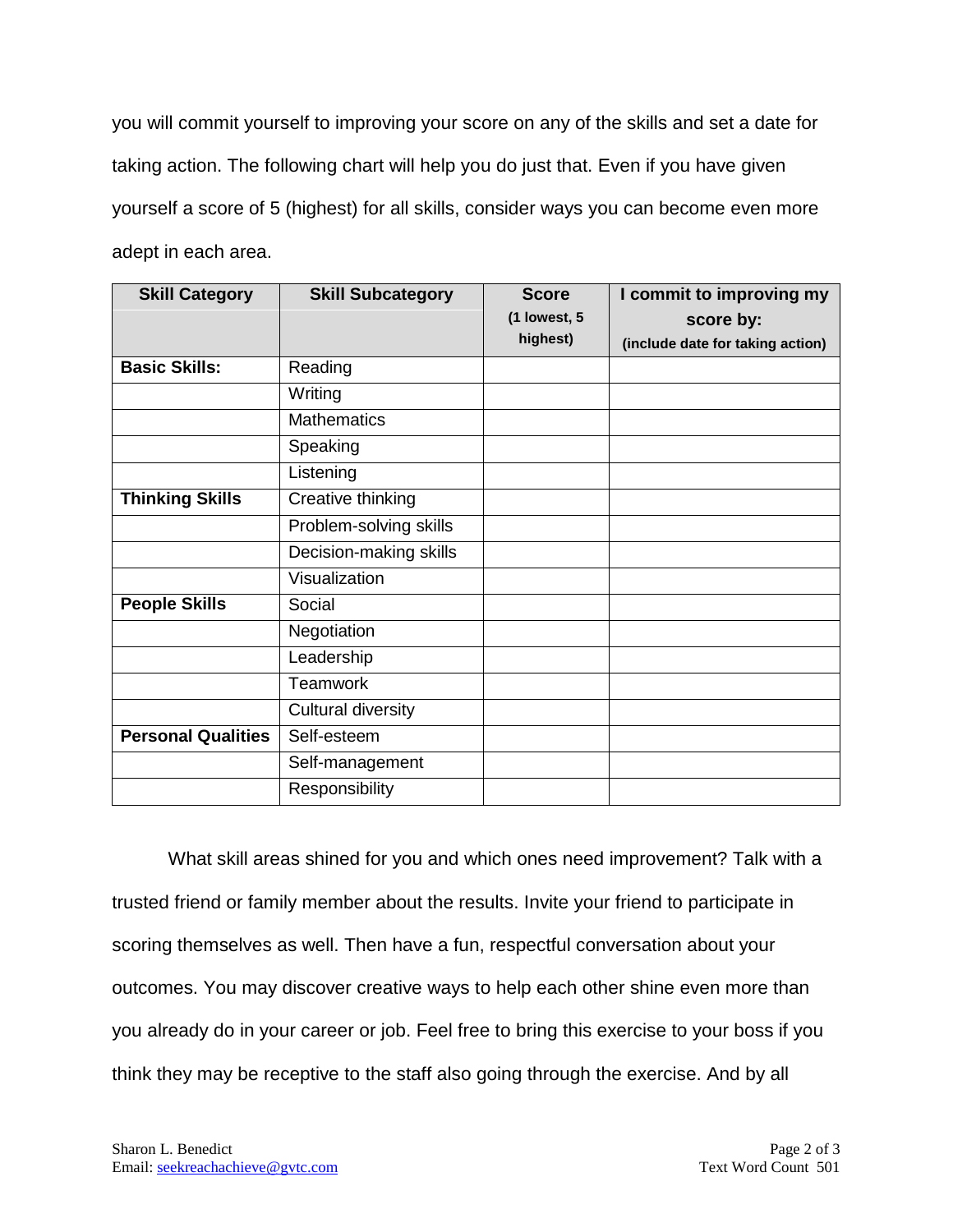you will commit yourself to improving your score on any of the skills and set a date for taking action. The following chart will help you do just that. Even if you have given yourself a score of 5 (highest) for all skills, consider ways you can become even more adept in each area.

| Skill Category | Skill Subcategory | Score (1 lowest, 5 highest) | I commit to improving my score by: (include date for taking action) |
|---|---|---|---|
| **Basic Skills:** | Reading | | |
| | Writing | | |
| | Mathematics | | |
| | Speaking | | |
| | Listening | | |
| **Thinking Skills** | Creative thinking | | |
| | Problem-solving skills | | |
| | Decision-making skills | | |
| | Visualization | | |
| **People Skills** | Social | | |
| | Negotiation | | |
| | Leadership | | |
| | Teamwork | | |
| | Cultural diversity | | |
| **Personal Qualities** | Self-esteem | | |
| | Self-management | | |
| | Responsibility | | |

What skill areas shined for you and which ones need improvement? Talk with a trusted friend or family member about the results. Invite your friend to participate in scoring themselves as well. Then have a fun, respectful conversation about your outcomes. You may discover creative ways to help each other shine even more than you already do in your career or job. Feel free to bring this exercise to your boss if you think they may be receptive to the staff also going through the exercise. And by all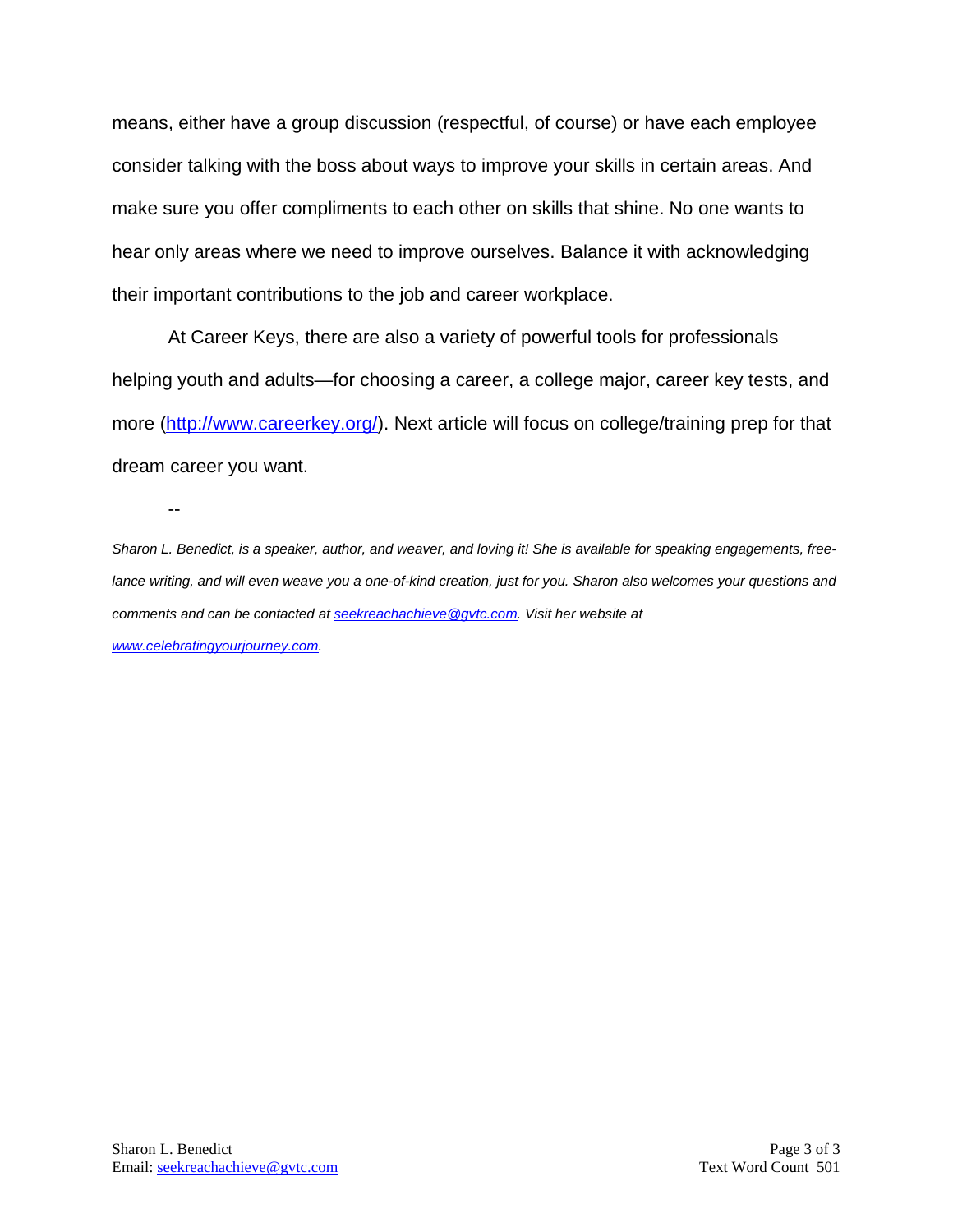means, either have a group discussion (respectful, of course) or have each employee consider talking with the boss about ways to improve your skills in certain areas. And make sure you offer compliments to each other on skills that shine. No one wants to hear only areas where we need to improve ourselves. Balance it with acknowledging their important contributions to the job and career workplace.

At Career Keys, there are also a variety of powerful tools for professionals helping youth and adults—for choosing a career, a college major, career key tests, and more (http://www.careerkey.org/). Next article will focus on college/training prep for that dream career you want.

--

*Sharon L. Benedict, is a speaker, author, and weaver, and loving it! She is available for speaking engagements, free-lance writing, and will even weave you a one-of-kind creation, just for you. Sharon also welcomes your questions and comments and can be contacted at seekreachachieve@gvtc.com. Visit her website at www.celebratingyourjourney.com.*

Text Word Count 501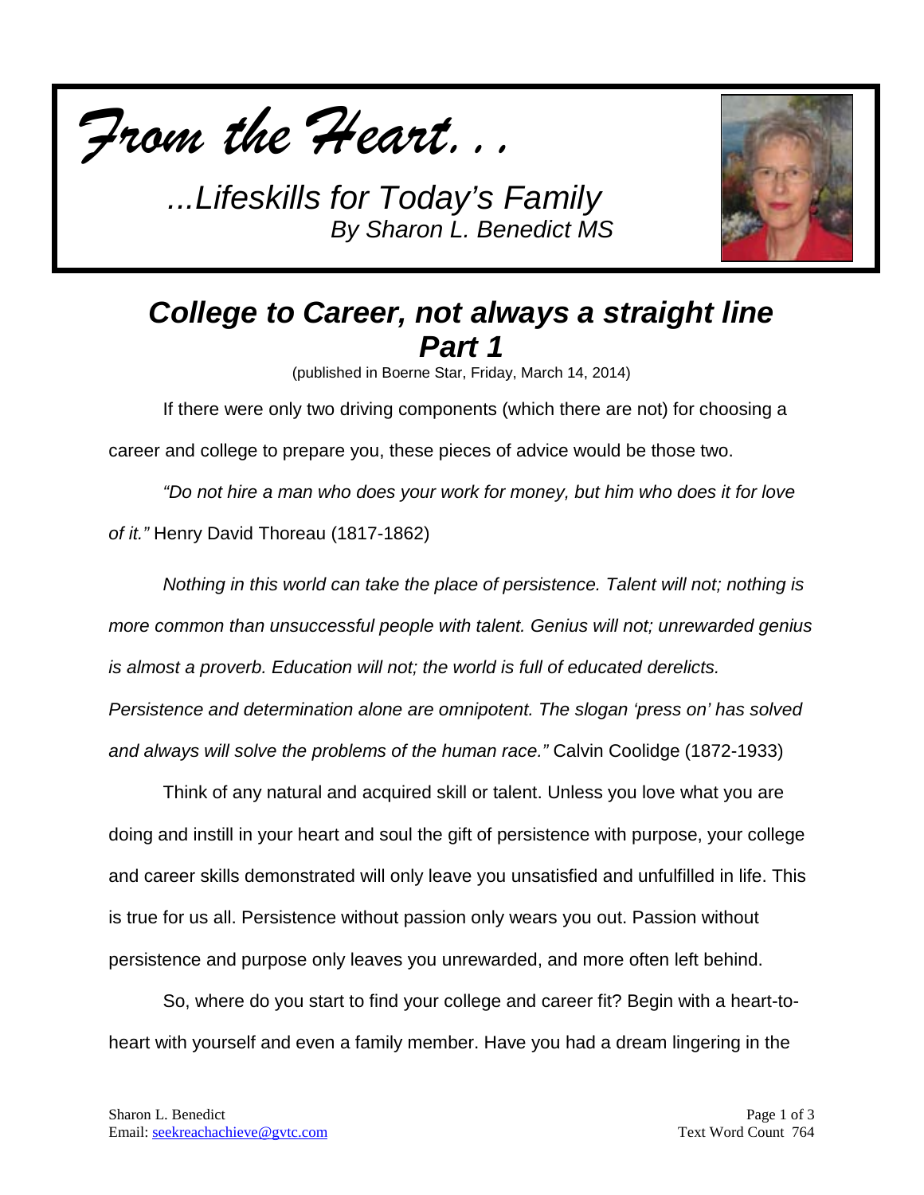*From the Heart...*

*...Lifeskills for Today's Family*
*By Sharon L. Benedict MS*

## *College to Career, not always a straight line Part 1*

(published in Boerne Star, Friday, March 14, 2014)

If there were only two driving components (which there are not) for choosing a career and college to prepare you, these pieces of advice would be those two.

*"Do not hire a man who does your work for money, but him who does it for love of it."* Henry David Thoreau (1817-1862)

*Nothing in this world can take the place of persistence. Talent will not; nothing is more common than unsuccessful people with talent. Genius will not; unrewarded genius is almost a proverb. Education will not; the world is full of educated derelicts. Persistence and determination alone are omnipotent. The slogan 'press on' has solved and always will solve the problems of the human race."* Calvin Coolidge (1872-1933)

Think of any natural and acquired skill or talent. Unless you love what you are doing and instill in your heart and soul the gift of persistence with purpose, your college and career skills demonstrated will only leave you unsatisfied and unfulfilled in life. This is true for us all. Persistence without passion only wears you out. Passion without persistence and purpose only leaves you unrewarded, and more often left behind.

So, where do you start to find your college and career fit? Begin with a heart-to-heart with yourself and even a family member. Have you had a dream lingering in the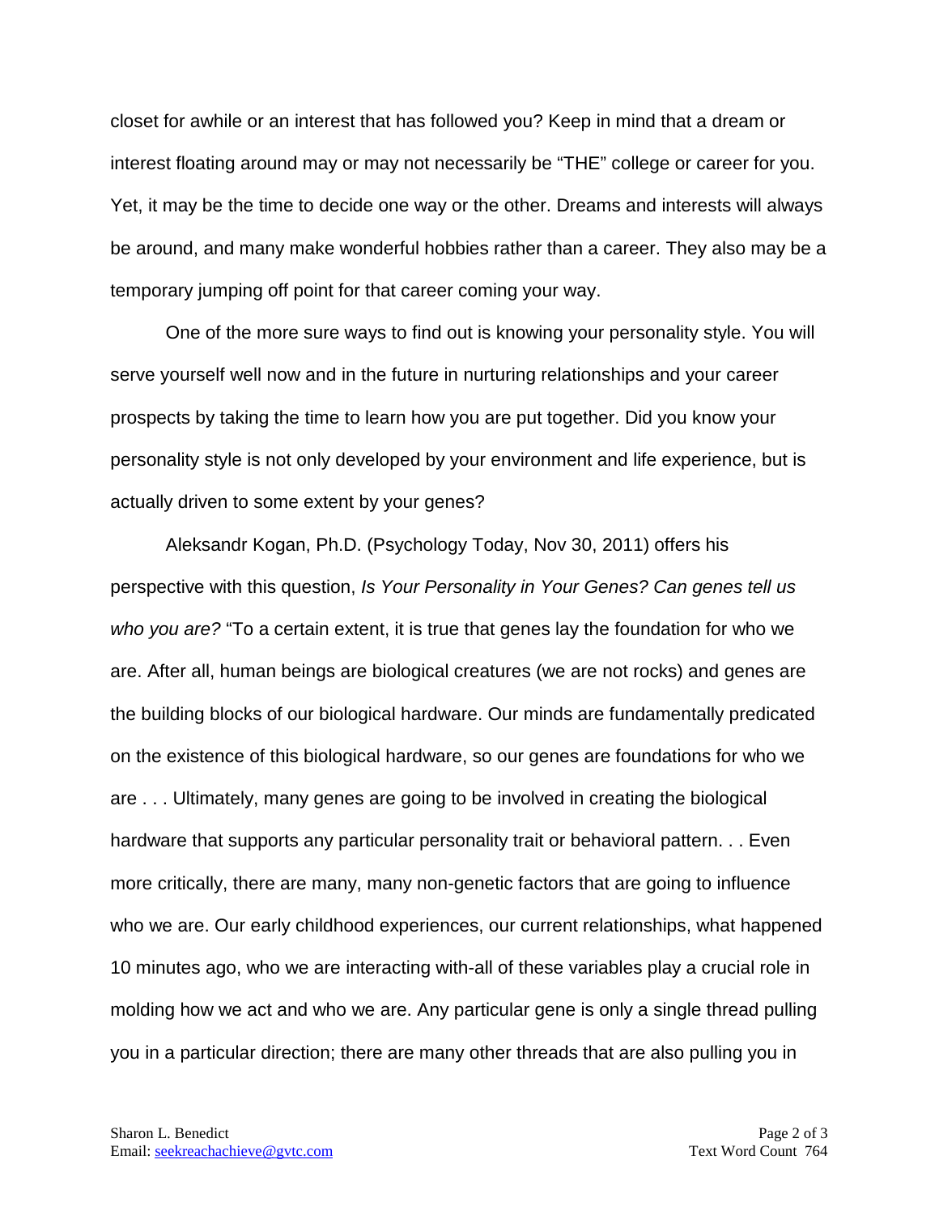closet for awhile or an interest that has followed you? Keep in mind that a dream or interest floating around may or may not necessarily be "THE" college or career for you. Yet, it may be the time to decide one way or the other. Dreams and interests will always be around, and many make wonderful hobbies rather than a career. They also may be a temporary jumping off point for that career coming your way.

One of the more sure ways to find out is knowing your personality style. You will serve yourself well now and in the future in nurturing relationships and your career prospects by taking the time to learn how you are put together. Did you know your personality style is not only developed by your environment and life experience, but is actually driven to some extent by your genes?

Aleksandr Kogan, Ph.D. (Psychology Today, Nov 30, 2011) offers his perspective with this question, *Is Your Personality in Your Genes? Can genes tell us who you are?* "To a certain extent, it is true that genes lay the foundation for who we are. After all, human beings are biological creatures (we are not rocks) and genes are the building blocks of our biological hardware. Our minds are fundamentally predicated on the existence of this biological hardware, so our genes are foundations for who we are . . . Ultimately, many genes are going to be involved in creating the biological hardware that supports any particular personality trait or behavioral pattern. . . Even more critically, there are many, many non-genetic factors that are going to influence who we are. Our early childhood experiences, our current relationships, what happened 10 minutes ago, who we are interacting with-all of these variables play a crucial role in molding how we act and who we are. Any particular gene is only a single thread pulling you in a particular direction; there are many other threads that are also pulling you in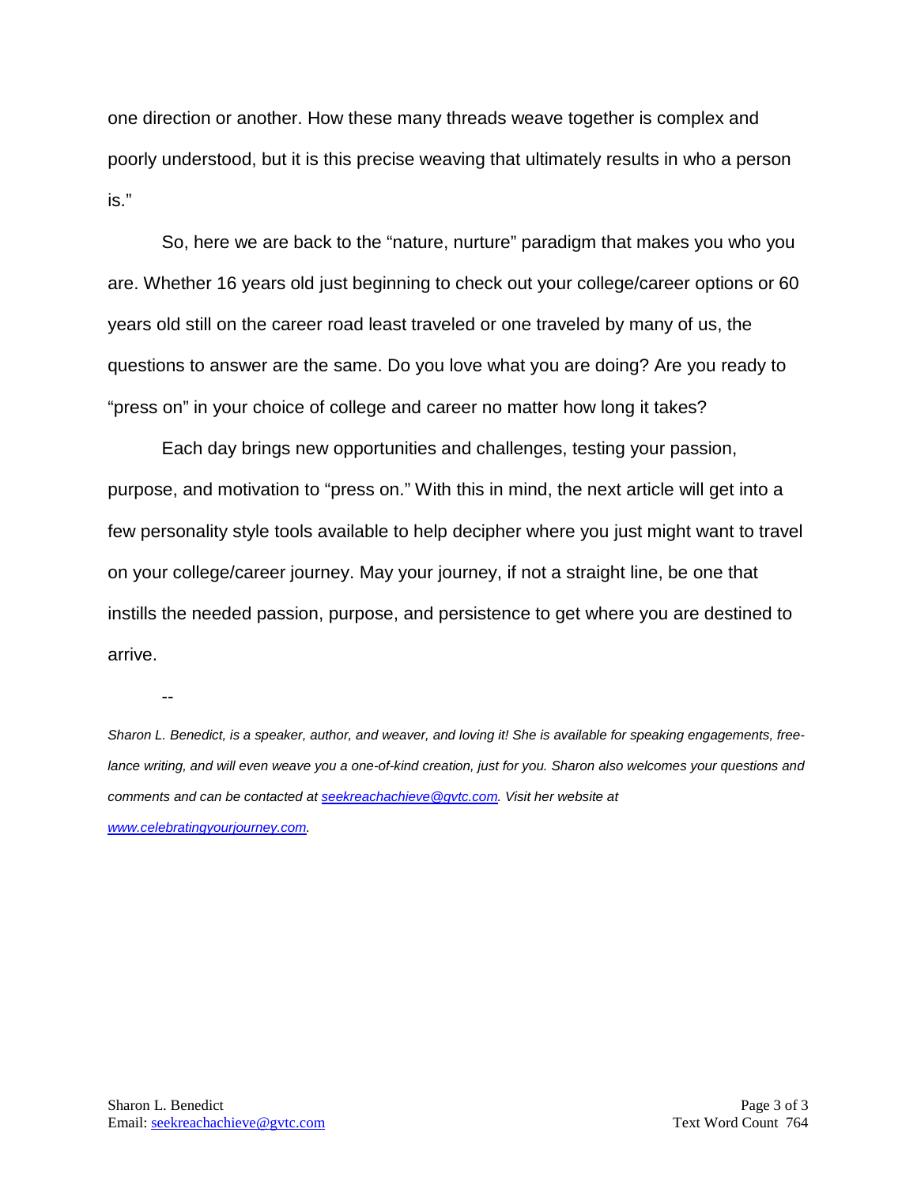one direction or another. How these many threads weave together is complex and poorly understood, but it is this precise weaving that ultimately results in who a person is."

So, here we are back to the "nature, nurture" paradigm that makes you who you are. Whether 16 years old just beginning to check out your college/career options or 60 years old still on the career road least traveled or one traveled by many of us, the questions to answer are the same. Do you love what you are doing? Are you ready to "press on" in your choice of college and career no matter how long it takes?

Each day brings new opportunities and challenges, testing your passion, purpose, and motivation to "press on." With this in mind, the next article will get into a few personality style tools available to help decipher where you just might want to travel on your college/career journey. May your journey, if not a straight line, be one that instills the needed passion, purpose, and persistence to get where you are destined to arrive.

--

*Sharon L. Benedict, is a speaker, author, and weaver, and loving it! She is available for speaking engagements, free-lance writing, and will even weave you a one-of-kind creation, just for you. Sharon also welcomes your questions and comments and can be contacted at [seekreachachieve@gvtc.com](mailto:seekreachachieve@gvtc.com). Visit her website at [www.celebratingyourjourney.com](http://www.celebratingyourjourney.com).*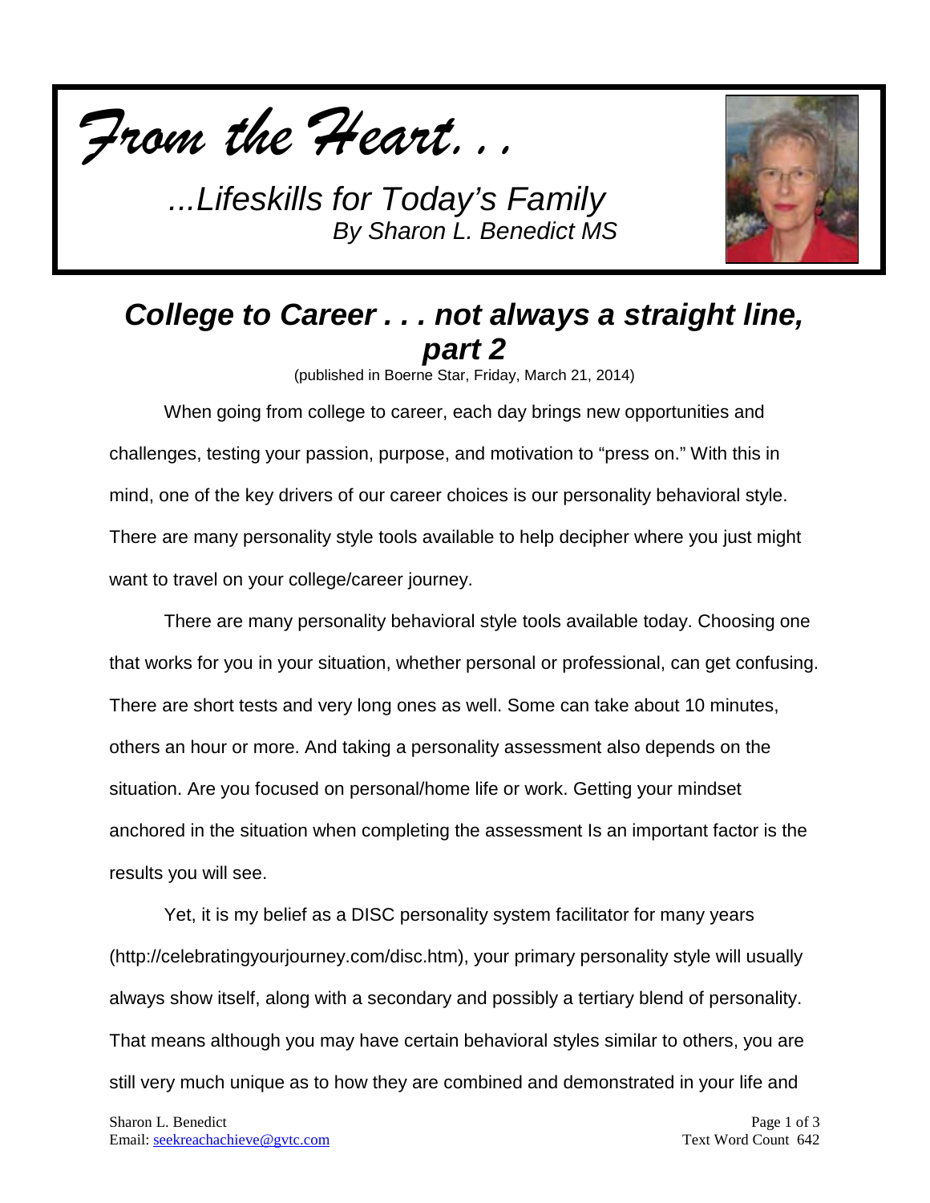*From the Heart. . .*

*...Lifeskills for Today's Family*
*By Sharon L. Benedict MS*

## *College to Career . . . not always a straight line, part 2*

(published in Boerne Star, Friday, March 21, 2014)

When going from college to career, each day brings new opportunities and challenges, testing your passion, purpose, and motivation to "press on." With this in mind, one of the key drivers of our career choices is our personality behavioral style. There are many personality style tools available to help decipher where you just might want to travel on your college/career journey.

There are many personality behavioral style tools available today. Choosing one that works for you in your situation, whether personal or professional, can get confusing. There are short tests and very long ones as well. Some can take about 10 minutes, others an hour or more. And taking a personality assessment also depends on the situation. Are you focused on personal/home life or work. Getting your mindset anchored in the situation when completing the assessment Is an important factor is the results you will see.

Yet, it is my belief as a DISC personality system facilitator for many years (http://celebratingyourjourney.com/disc.htm), your primary personality style will usually always show itself, along with a secondary and possibly a tertiary blend of personality. That means although you may have certain behavioral styles similar to others, you are still very much unique as to how they are combined and demonstrated in your life and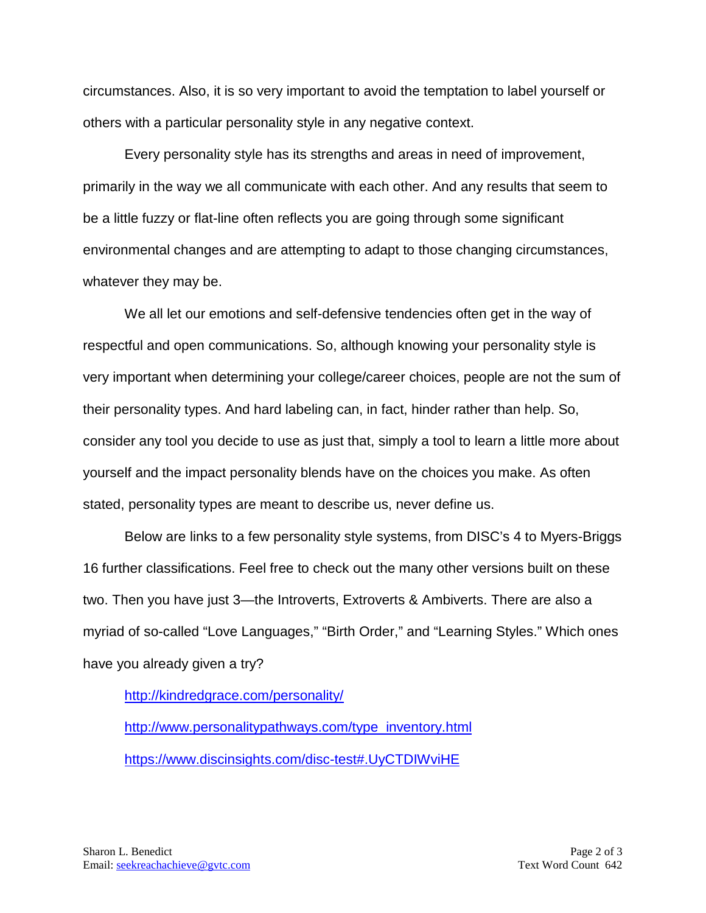circumstances. Also, it is so very important to avoid the temptation to label yourself or others with a particular personality style in any negative context.

Every personality style has its strengths and areas in need of improvement, primarily in the way we all communicate with each other. And any results that seem to be a little fuzzy or flat-line often reflects you are going through some significant environmental changes and are attempting to adapt to those changing circumstances, whatever they may be.

We all let our emotions and self-defensive tendencies often get in the way of respectful and open communications. So, although knowing your personality style is very important when determining your college/career choices, people are not the sum of their personality types. And hard labeling can, in fact, hinder rather than help. So, consider any tool you decide to use as just that, simply a tool to learn a little more about yourself and the impact personality blends have on the choices you make. As often stated, personality types are meant to describe us, never define us.

Below are links to a few personality style systems, from DISC's 4 to Myers-Briggs 16 further classifications. Feel free to check out the many other versions built on these two. Then you have just 3—the Introverts, Extroverts & Ambiverts. There are also a myriad of so-called "Love Languages," "Birth Order," and "Learning Styles." Which ones have you already given a try?

[http://kindredgrace.com/personality/](http://kindredgrace.com/personality/)

[http://www.personalitypathways.com/type_inventory.html](http://www.personalitypathways.com/type_inventory.html)

[https://www.discinsights.com/disc-test#.UyCTDIWviHE](https://www.discinsights.com/disc-test#.UyCTDIWviHE)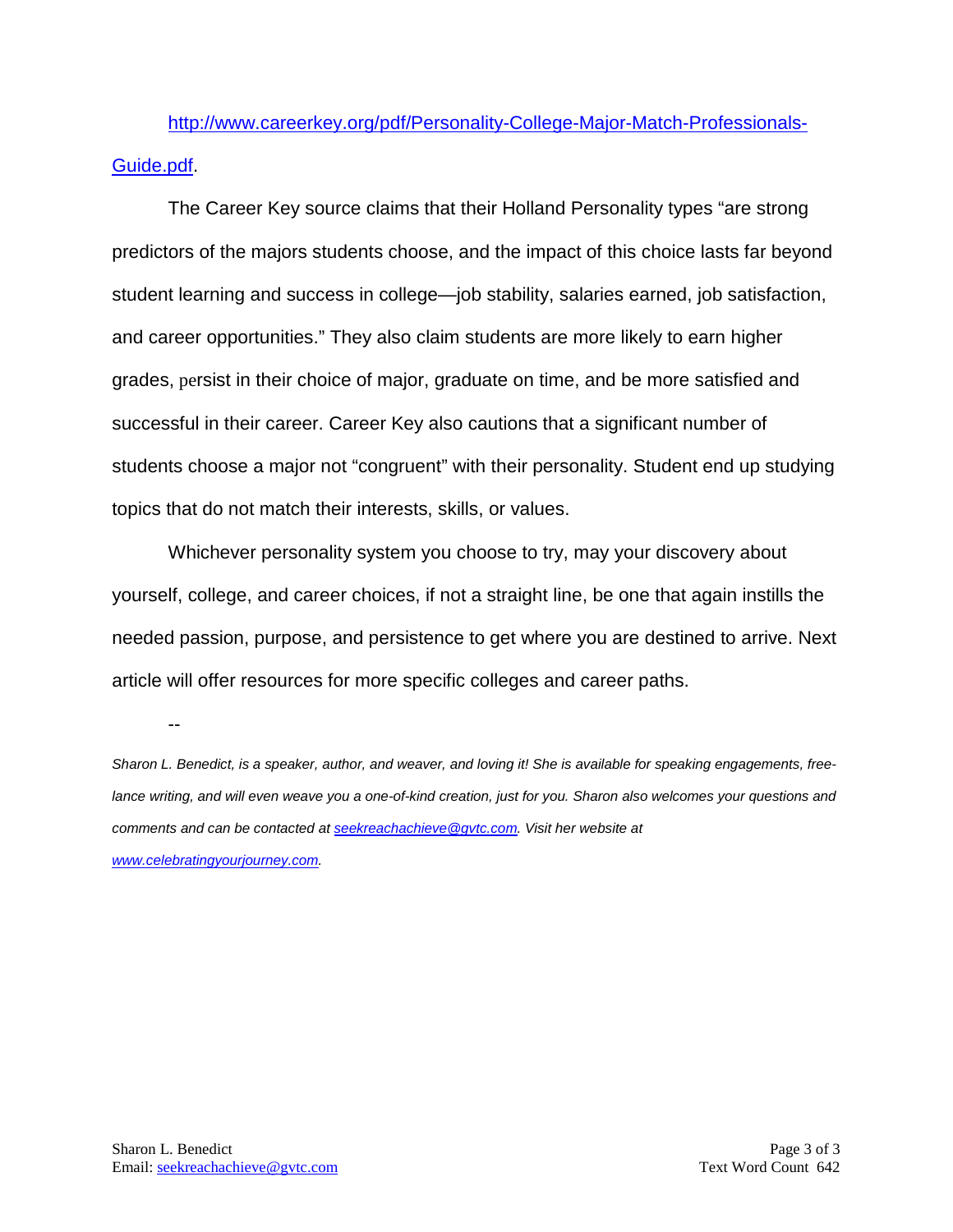[http://www.careerkey.org/pdf/Personality-College-Major-Match-Professionals-Guide.pdf](http://www.careerkey.org/pdf/Personality-College-Major-Match-Professionals-Guide.pdf).

The Career Key source claims that their Holland Personality types "are strong predictors of the majors students choose, and the impact of this choice lasts far beyond student learning and success in college—job stability, salaries earned, job satisfaction, and career opportunities." They also claim students are more likely to earn higher grades, persist in their choice of major, graduate on time, and be more satisfied and successful in their career. Career Key also cautions that a significant number of students choose a major not "congruent" with their personality. Student end up studying topics that do not match their interests, skills, or values.

Whichever personality system you choose to try, may your discovery about yourself, college, and career choices, if not a straight line, be one that again instills the needed passion, purpose, and persistence to get where you are destined to arrive. Next article will offer resources for more specific colleges and career paths.

--

*Sharon L. Benedict, is a speaker, author, and weaver, and loving it! She is available for speaking engagements, free-lance writing, and will even weave you a one-of-kind creation, just for you. Sharon also welcomes your questions and comments and can be contacted at [seekreachachieve@gvtc.com](mailto:seekreachachieve@gvtc.com). Visit her website at [www.celebratingyourjourney.com](http://www.celebratingyourjourney.com).*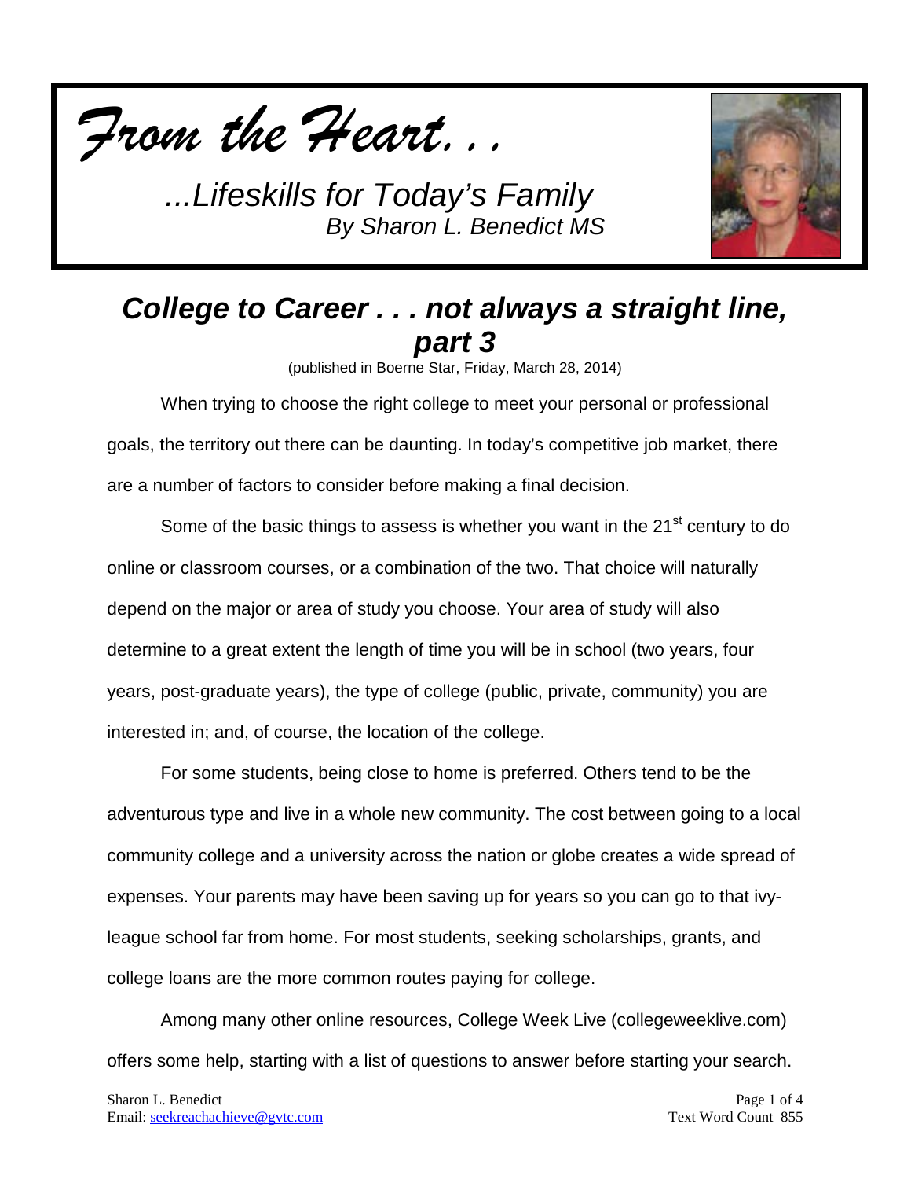*From the Heart...*

*...Lifeskills for Today's Family*
*By Sharon L. Benedict MS*

## *College to Career . . . not always a straight line, part 3*

(published in Boerne Star, Friday, March 28, 2014)

When trying to choose the right college to meet your personal or professional goals, the territory out there can be daunting. In today's competitive job market, there are a number of factors to consider before making a final decision.

Some of the basic things to assess is whether you want in the 21st century to do online or classroom courses, or a combination of the two. That choice will naturally depend on the major or area of study you choose. Your area of study will also determine to a great extent the length of time you will be in school (two years, four years, post-graduate years), the type of college (public, private, community) you are interested in; and, of course, the location of the college.

For some students, being close to home is preferred. Others tend to be the adventurous type and live in a whole new community. The cost between going to a local community college and a university across the nation or globe creates a wide spread of expenses. Your parents may have been saving up for years so you can go to that ivy-league school far from home. For most students, seeking scholarships, grants, and college loans are the more common routes paying for college.

Among many other online resources, College Week Live (collegeweeklive.com) offers some help, starting with a list of questions to answer before starting your search.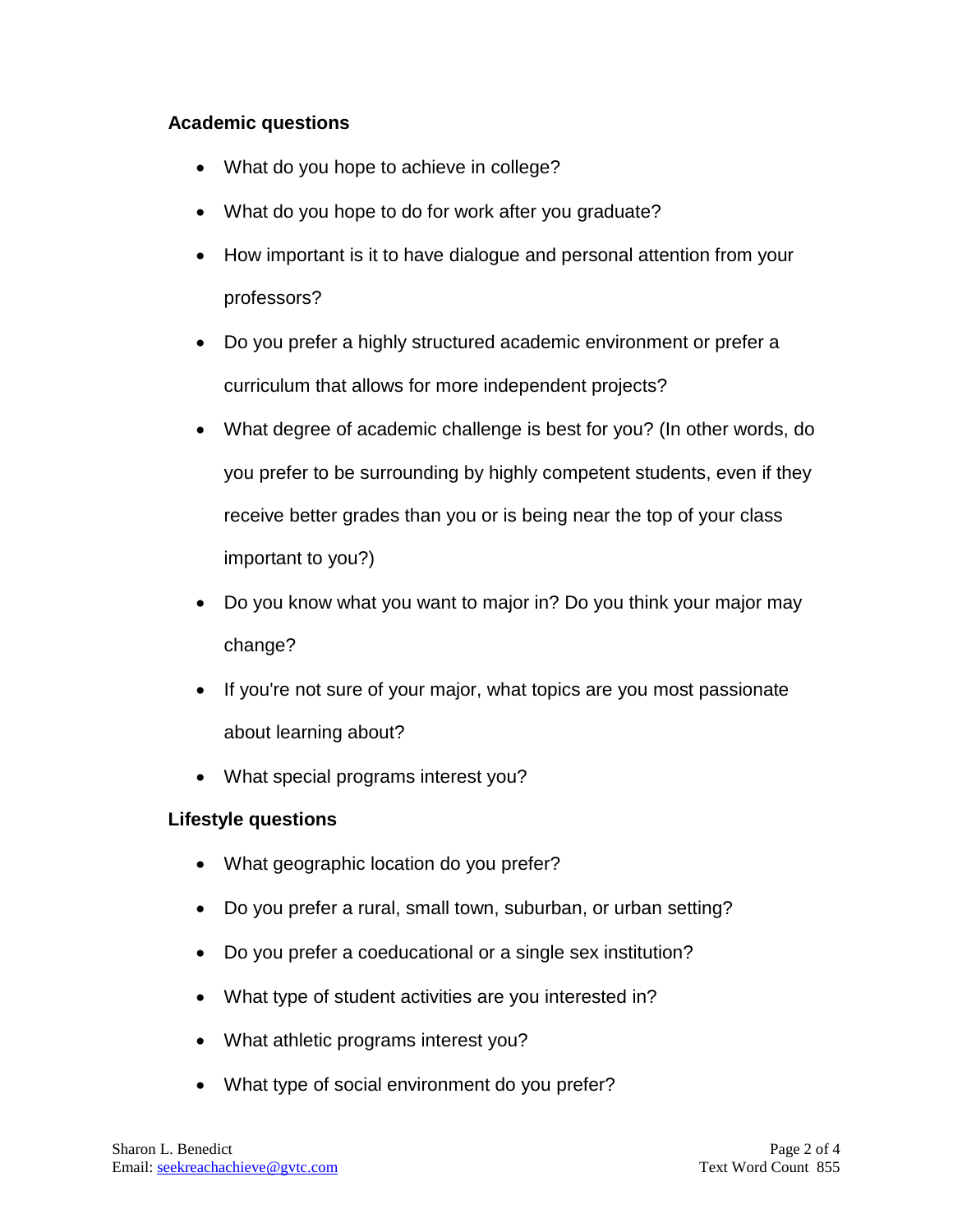**Academic questions**

- What do you hope to achieve in college?
- What do you hope to do for work after you graduate?
- How important is it to have dialogue and personal attention from your professors?
- Do you prefer a highly structured academic environment or prefer a curriculum that allows for more independent projects?
- What degree of academic challenge is best for you? (In other words, do you prefer to be surrounding by highly competent students, even if they receive better grades than you or is being near the top of your class important to you?)
- Do you know what you want to major in? Do you think your major may change?
- If you're not sure of your major, what topics are you most passionate about learning about?
- What special programs interest you?

**Lifestyle questions**

- What geographic location do you prefer?
- Do you prefer a rural, small town, suburban, or urban setting?
- Do you prefer a coeducational or a single sex institution?
- What type of student activities are you interested in?
- What athletic programs interest you?
- What type of social environment do you prefer?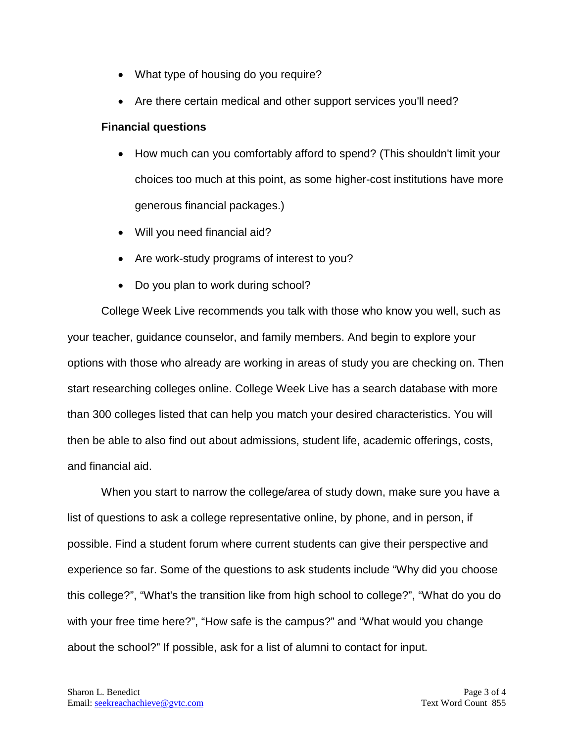- What type of housing do you require?
- Are there certain medical and other support services you'll need?

**Financial questions**

- How much can you comfortably afford to spend? (This shouldn't limit your choices too much at this point, as some higher-cost institutions have more generous financial packages.)
- Will you need financial aid?
- Are work-study programs of interest to you?
- Do you plan to work during school?

College Week Live recommends you talk with those who know you well, such as your teacher, guidance counselor, and family members. And begin to explore your options with those who already are working in areas of study you are checking on. Then start researching colleges online. College Week Live has a search database with more than 300 colleges listed that can help you match your desired characteristics. You will then be able to also find out about admissions, student life, academic offerings, costs, and financial aid.

When you start to narrow the college/area of study down, make sure you have a list of questions to ask a college representative online, by phone, and in person, if possible. Find a student forum where current students can give their perspective and experience so far. Some of the questions to ask students include "Why did you choose this college?", "What's the transition like from high school to college?", "What do you do with your free time here?", "How safe is the campus?" and "What would you change about the school?" If possible, ask for a list of alumni to contact for input.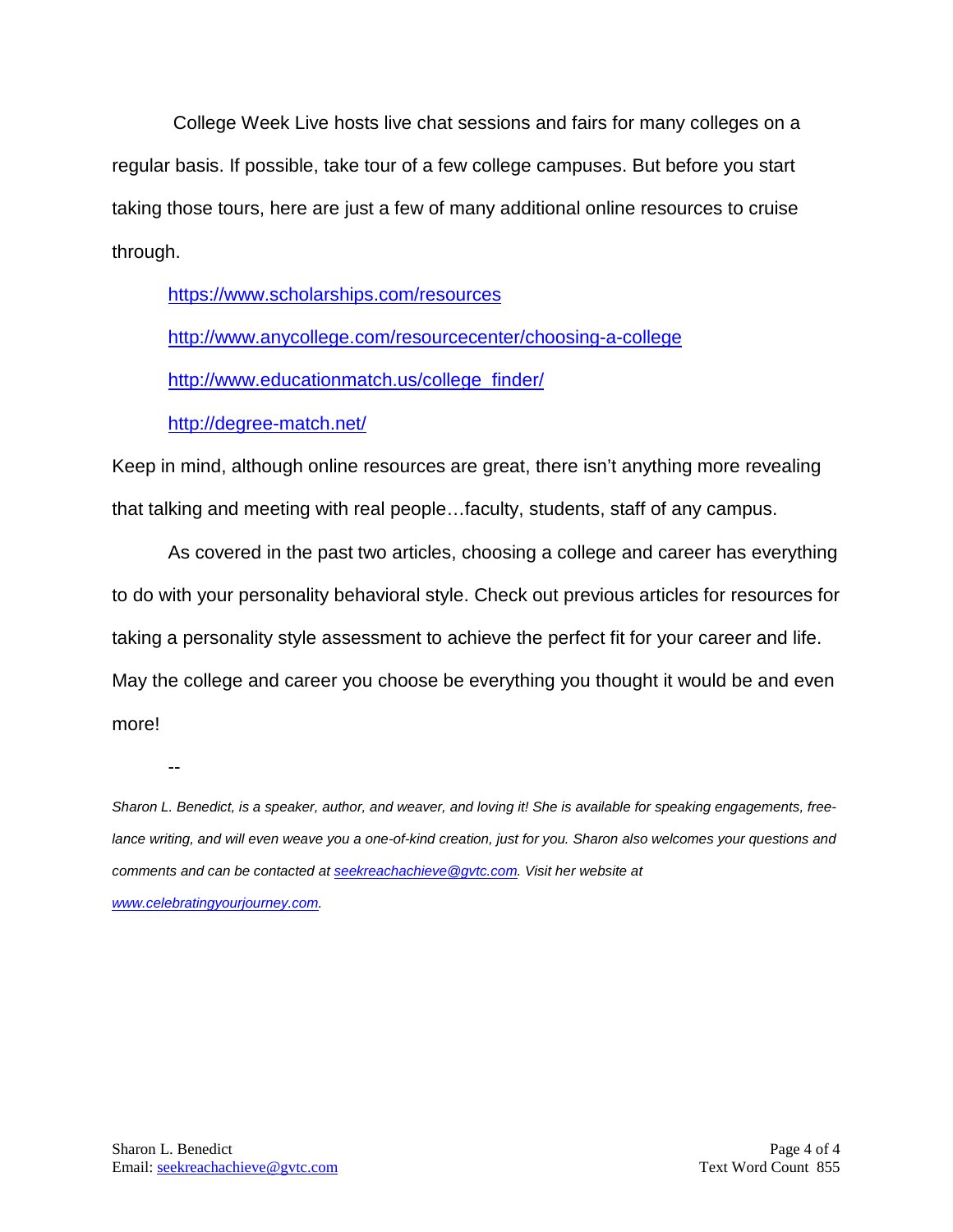College Week Live hosts live chat sessions and fairs for many colleges on a regular basis. If possible, take tour of a few college campuses. But before you start taking those tours, here are just a few of many additional online resources to cruise through.

https://www.scholarships.com/resources

http://www.anycollege.com/resourcecenter/choosing-a-college

http://www.educationmatch.us/college_finder/

http://degree-match.net/

Keep in mind, although online resources are great, there isn't anything more revealing that talking and meeting with real people…faculty, students, staff of any campus.

As covered in the past two articles, choosing a college and career has everything to do with your personality behavioral style. Check out previous articles for resources for taking a personality style assessment to achieve the perfect fit for your career and life. May the college and career you choose be everything you thought it would be and even more!

--

*Sharon L. Benedict, is a speaker, author, and weaver, and loving it! She is available for speaking engagements, free-lance writing, and will even weave you a one-of-kind creation, just for you. Sharon also welcomes your questions and comments and can be contacted at seekreachachieve@gvtc.com. Visit her website at www.celebratingyourjourney.com.*

Sharon L. Benedict
Email: seekreachachieve@gvtc.com

Text Word Count 855